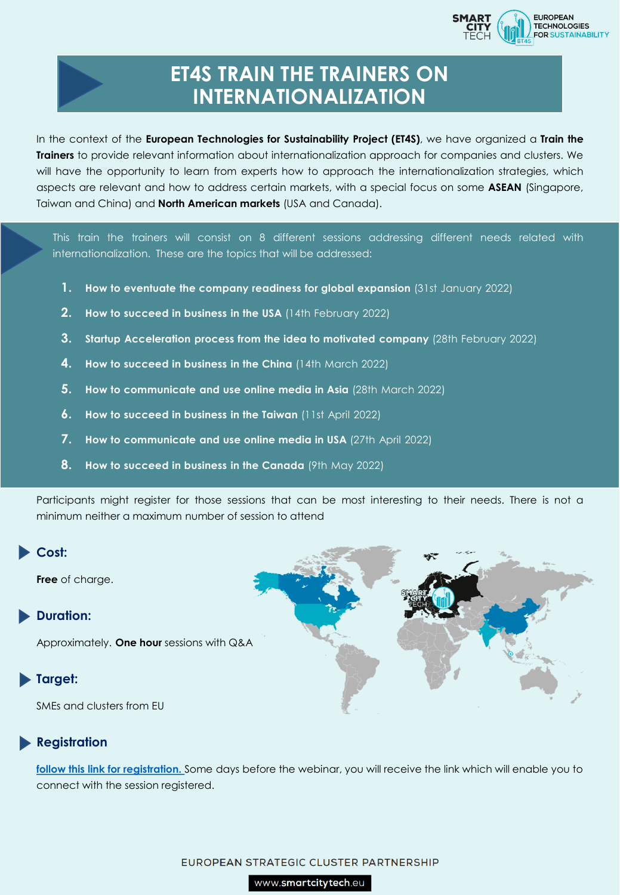# ET4S TRAIN THE TRAINERS ON INTERNATIONALIZATION

In the context of the **European Technologies for Sustainability Project (ET4S)**, we have organized a **Train the Trainers** to provide relevant information about internationalization approach for companies and clusters. We will have the opportunity to learn from experts how to approach the internationalization strategies, which aspects are relevant and how to address certain markets, with a special focus on some **ASEAN** (Singapore, Taiwan and China) and **North American markets** (USA and Canada).

This train the trainers will consist on 8 different sessions addressing different needs related with internationalization. These are the topics that will be addressed:

1. **How to eventuate the company readiness for global expansion** (31st January 2022)
2. **How to succeed in business in the USA** (14th February 2022)
3. **Startup Acceleration process from the idea to motivated company** (28th February 2022)
4. **How to succeed in business in the China** (14th March 2022)
5. **How to communicate and use online media in Asia** (28th March 2022)
6. **How to succeed in business in the Taiwan** (11st April 2022)
7. **How to communicate and use online media in USA** (27th April 2022)
8. **How to succeed in business in the Canada** (9th May 2022)

Participants might register for those sessions that can be most interesting to their needs. There is not a minimum neither a maximum number of session to attend

## Cost:

**Free** of charge.

## Duration:

Approximately. **One hour** sessions with Q&A

## Target:

SMEs and clusters from EU

## Registration

follow this link for registration. Some days before the webinar, you will receive the link which will enable you to connect with the session registered.

EUROPEAN STRATEGIC CLUSTER PARTNERSHIP

www.smartcitytech.eu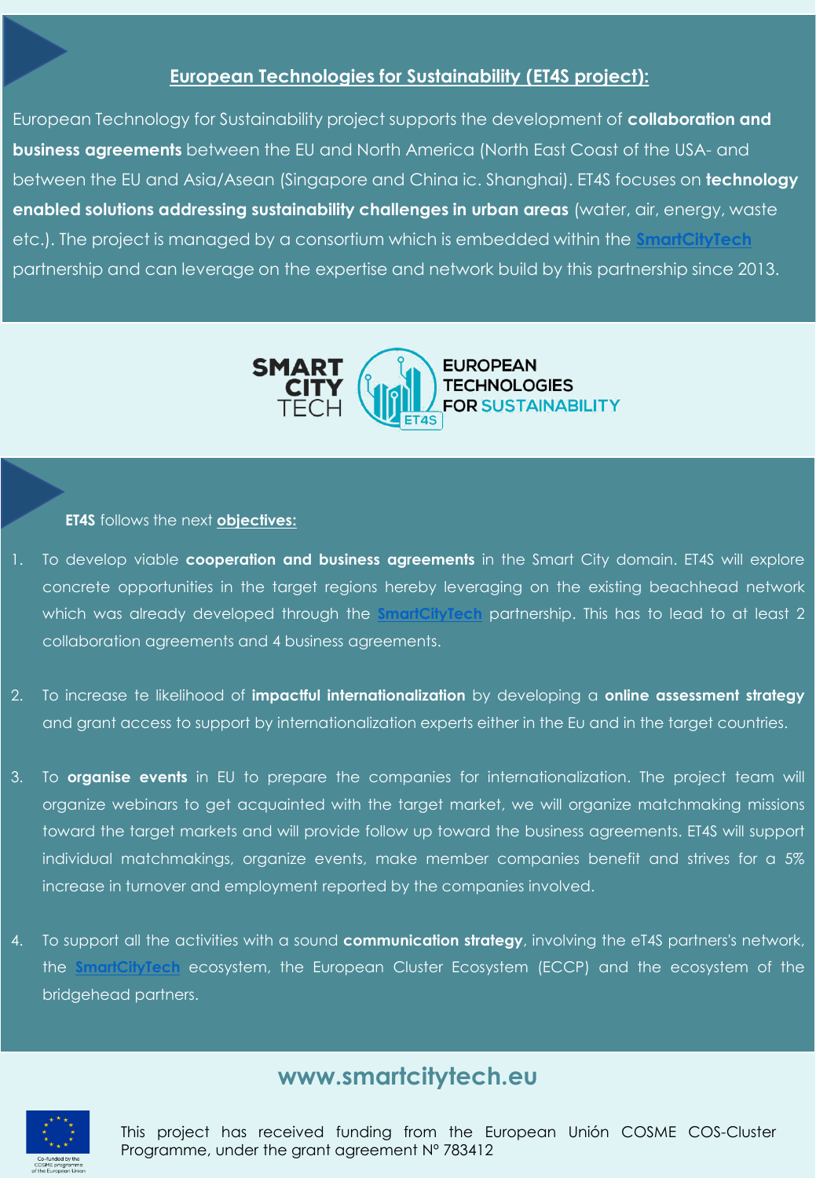## European Technologies for Sustainability (ET4S project):

European Technology for Sustainability project supports the development of **collaboration and business agreements** between the EU and North America (North East Coast of the USA- and between the EU and Asia/Asean (Singapore and China ic. Shanghai). ET4S focuses on **technology enabled solutions addressing sustainability challenges in urban areas** (water, air, energy, waste etc.). The project is managed by a consortium which is embedded within the **SmartCityTech** partnership and can leverage on the expertise and network build by this partnership since 2013.

SMART CITY TECH

EUROPEAN TECHNOLOGIES FOR SUSTAINABILITY

ET4S

**ET4S** follows the next **objectives:**

1. To develop viable **cooperation and business agreements** in the Smart City domain. ET4S will explore concrete opportunities in the target regions hereby leveraging on the existing beachhead network which was already developed through the **SmartCityTech** partnership. This has to lead to at least 2 collaboration agreements and 4 business agreements.

2. To increase te likelihood of **impactful internationalization** by developing a **online assessment strategy** and grant access to support by internationalization experts either in the Eu and in the target countries.

3. To **organise events** in EU to prepare the companies for internationalization. The project team will organize webinars to get acquainted with the target market, we will organize matchmaking missions toward the target markets and will provide follow up toward the business agreements. ET4S will support individual matchmakings, organize events, make member companies benefit and strives for a 5% increase in turnover and employment reported by the companies involved.

4. To support all the activities with a sound **communication strategy**, involving the eT4S partners's network, the **SmartCityTech** ecosystem, the European Cluster Ecosystem (ECCP) and the ecosystem of the bridgehead partners.

**www.smartcitytech.eu**

Co-funded by the COSME programme of the European Union

This project has received funding from the European Unión COSME COS-Cluster Programme, under the grant agreement Nº 783412